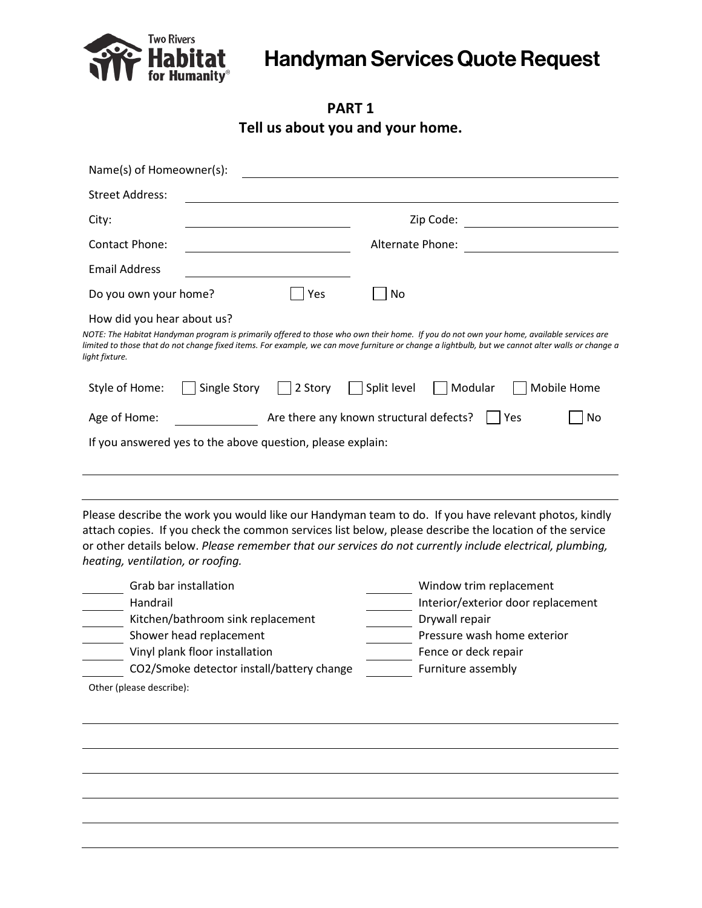# Two Rivers Habitat for Humanity

# Handyman Services Quote Request

## PART 1
## Tell us about you and your home.

Name(s) of Homeowner(s): ______________________________

Street Address: ______________________________

City: ______________________ Zip Code: ______________________

Contact Phone: ______________________ Alternate Phone: ______________________

Email Address ______________________

Do you own your home? ☐ Yes ☐ No

How did you hear about us?

*NOTE: The Habitat Handyman program is primarily offered to those who own their home. If you do not own your home, available services are limited to those that do not change fixed items. For example, we can move furniture or change a lightbulb, but we cannot alter walls or change a light fixture.*

Style of Home: ☐ Single Story ☐ 2 Story ☐ Split level ☐ Modular ☐ Mobile Home

Age of Home: ____________ Are there any known structural defects? ☐ Yes ☐ No

If you answered yes to the above question, please explain:

______________________________

______________________________

Please describe the work you would like our Handyman team to do. If you have relevant photos, kindly attach copies. If you check the common services list below, please describe the location of the service or other details below. *Please remember that our services do not currently include electrical, plumbing, heating, ventilation, or roofing.*

_____ Grab bar installation
_____ Handrail
_____ Kitchen/bathroom sink replacement
_____ Shower head replacement
_____ Vinyl plank floor installation
_____ CO2/Smoke detector install/battery change
_____ Window trim replacement
_____ Interior/exterior door replacement
_____ Drywall repair
_____ Pressure wash home exterior
_____ Fence or deck repair
_____ Furniture assembly

Other (please describe):

______________________________

______________________________

______________________________

______________________________

______________________________

______________________________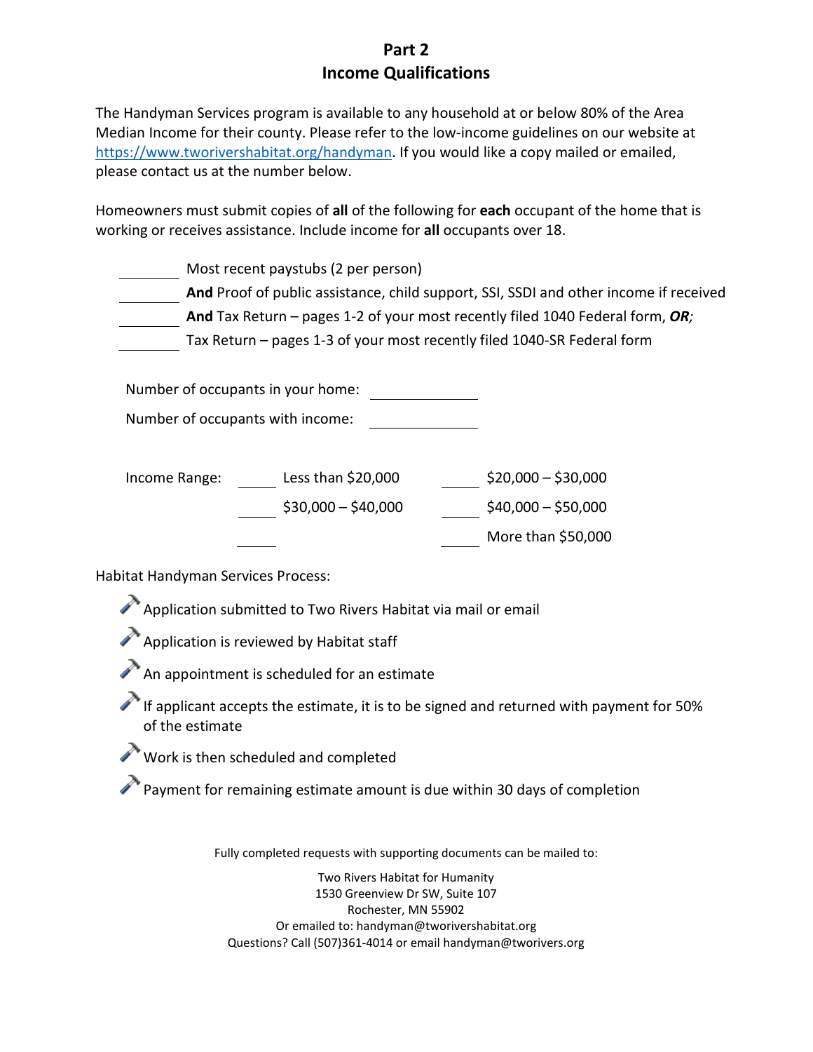## Part 2
## Income Qualifications

The Handyman Services program is available to any household at or below 80% of the Area Median Income for their county. Please refer to the low-income guidelines on our website at https://www.tworivershabitat.org/handyman. If you would like a copy mailed or emailed, please contact us at the number below.

Homeowners must submit copies of **all** of the following for **each** occupant of the home that is working or receives assistance. Include income for **all** occupants over 18.

_______ Most recent paystubs (2 per person)
_______ **And** Proof of public assistance, child support, SSI, SSDI and other income if received
_______ **And** Tax Return – pages 1-2 of your most recently filed 1040 Federal form, ***OR;***
_______ Tax Return – pages 1-3 of your most recently filed 1040-SR Federal form

Number of occupants in your home: ____________

Number of occupants with income: ____________

Income Range: ____ Less than $20,000 ____ $20,000 – $30,000
____ $30,000 – $40,000 ____ $40,000 – $50,000
____ ____ More than $50,000

Habitat Handyman Services Process:

- Application submitted to Two Rivers Habitat via mail or email
- Application is reviewed by Habitat staff
- An appointment is scheduled for an estimate
- If applicant accepts the estimate, it is to be signed and returned with payment for 50% of the estimate
- Work is then scheduled and completed
- Payment for remaining estimate amount is due within 30 days of completion

Fully completed requests with supporting documents can be mailed to:

Two Rivers Habitat for Humanity
1530 Greenview Dr SW, Suite 107
Rochester, MN 55902
Or emailed to: handyman@tworivershabitat.org
Questions? Call (507)361-4014 or email handyman@tworivers.org